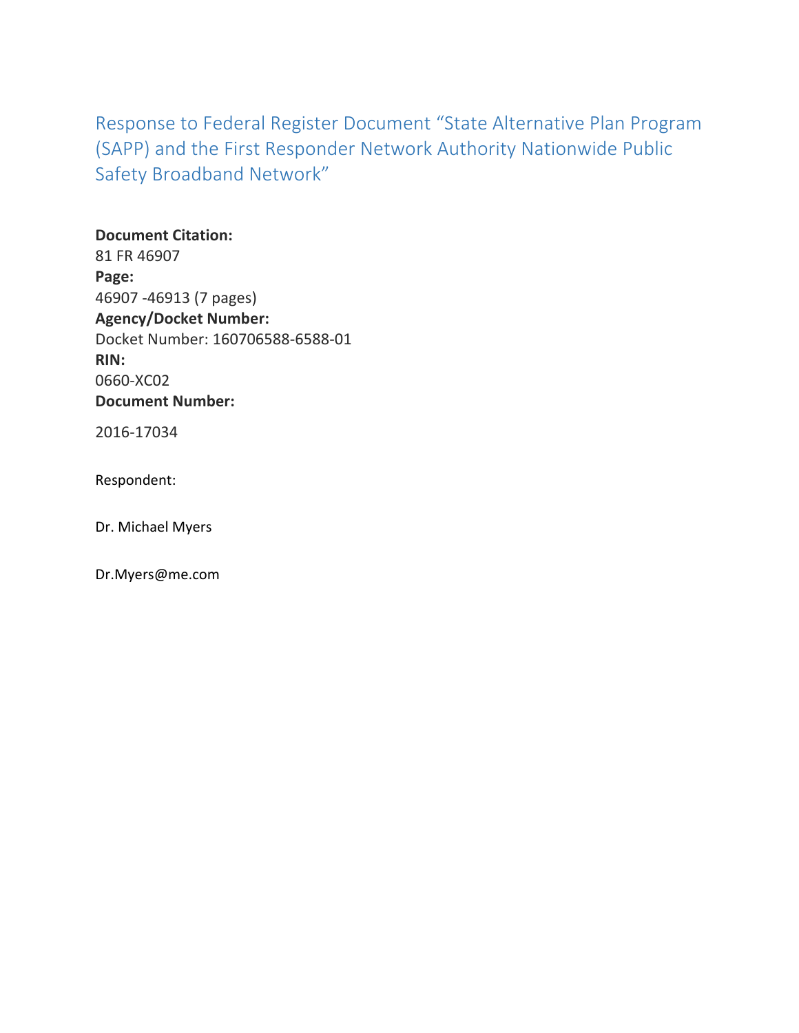# Response to Federal Register Document “State Alternative Plan Program (SAPP) and the First Responder Network Authority Nationwide Public Safety Broadband Network”

**Document Citation:**
81 FR 46907
**Page:**
46907 -46913 (7 pages)
**Agency/Docket Number:**
Docket Number: 160706588-6588-01
**RIN:**
0660-XC02
**Document Number:**

2016-17034

Respondent:

Dr. Michael Myers

Dr.Myers@me.com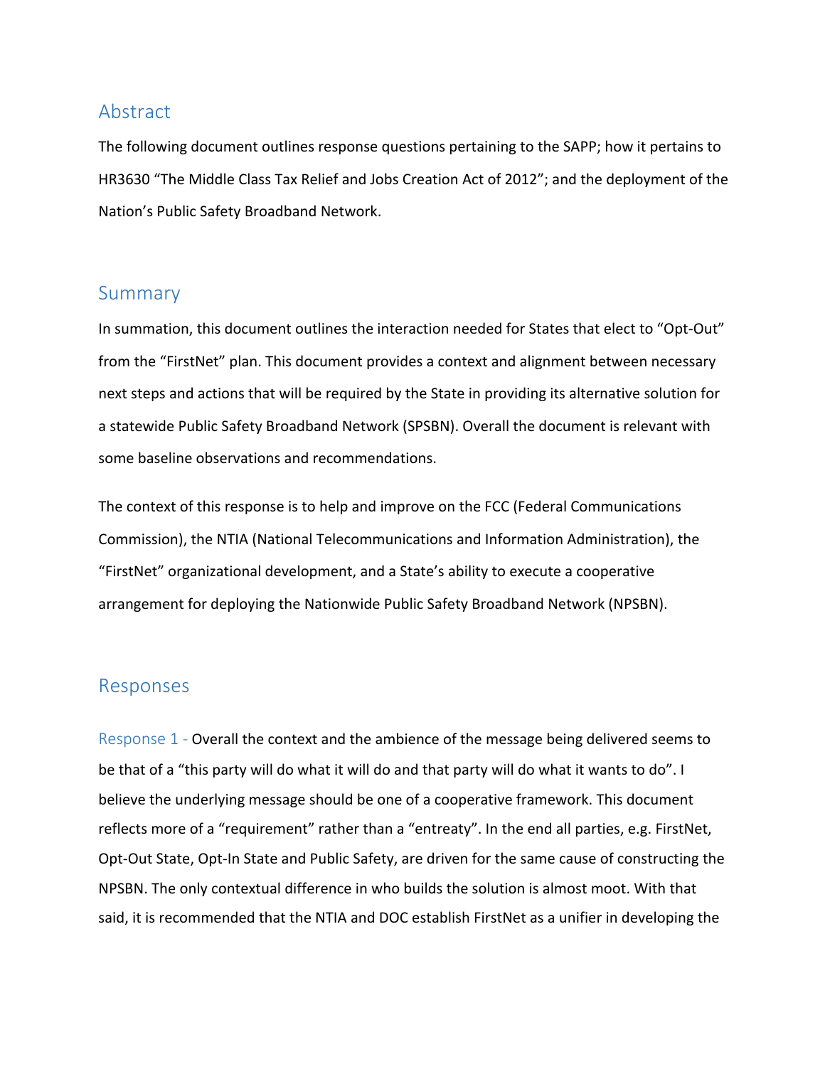## Abstract

The following document outlines response questions pertaining to the SAPP; how it pertains to HR3630 "The Middle Class Tax Relief and Jobs Creation Act of 2012"; and the deployment of the Nation's Public Safety Broadband Network.

## Summary

In summation, this document outlines the interaction needed for States that elect to "Opt-Out" from the "FirstNet" plan. This document provides a context and alignment between necessary next steps and actions that will be required by the State in providing its alternative solution for a statewide Public Safety Broadband Network (SPSBN). Overall the document is relevant with some baseline observations and recommendations.

The context of this response is to help and improve on the FCC (Federal Communications Commission), the NTIA (National Telecommunications and Information Administration), the "FirstNet" organizational development, and a State's ability to execute a cooperative arrangement for deploying the Nationwide Public Safety Broadband Network (NPSBN).

## Responses

Response 1 - Overall the context and the ambience of the message being delivered seems to be that of a "this party will do what it will do and that party will do what it wants to do". I believe the underlying message should be one of a cooperative framework. This document reflects more of a "requirement" rather than a "entreaty". In the end all parties, e.g. FirstNet, Opt-Out State, Opt-In State and Public Safety, are driven for the same cause of constructing the NPSBN. The only contextual difference in who builds the solution is almost moot. With that said, it is recommended that the NTIA and DOC establish FirstNet as a unifier in developing the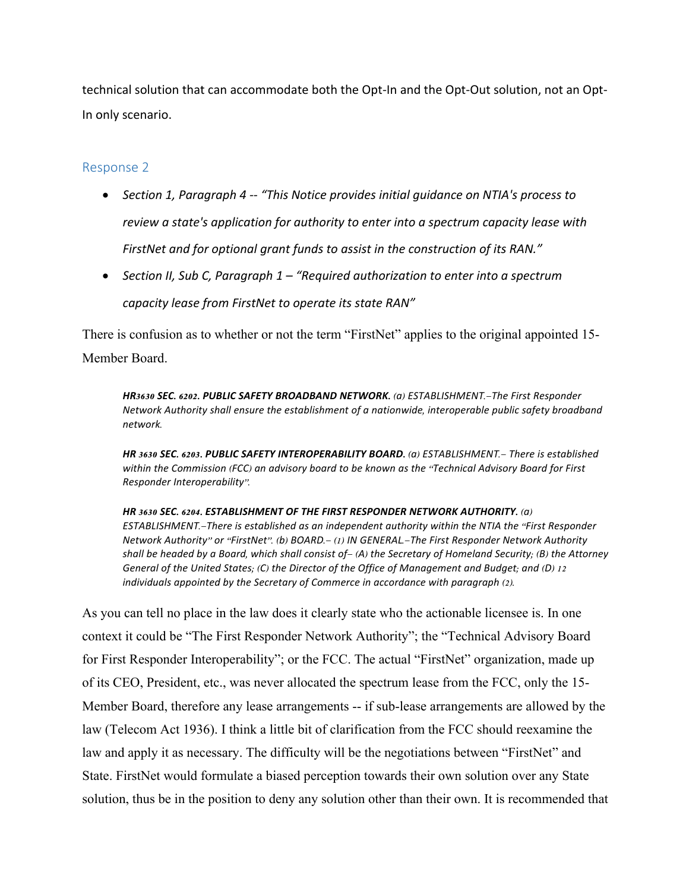technical solution that can accommodate both the Opt-In and the Opt-Out solution, not an Opt-In only scenario.

## Response 2

- *Section 1, Paragraph 4 -- "This Notice provides initial guidance on NTIA's process to review a state's application for authority to enter into a spectrum capacity lease with FirstNet and for optional grant funds to assist in the construction of its RAN."*
- *Section II, Sub C, Paragraph 1 – "Required authorization to enter into a spectrum capacity lease from FirstNet to operate its state RAN"*

There is confusion as to whether or not the term "FirstNet" applies to the original appointed 15-Member Board.

> ***HR3630 SEC. 6202. PUBLIC SAFETY BROADBAND NETWORK.*** *(a) ESTABLISHMENT.–The First Responder Network Authority shall ensure the establishment of a nationwide, interoperable public safety broadband network.*
>
> ***HR 3630 SEC. 6203. PUBLIC SAFETY INTEROPERABILITY BOARD.*** *(a) ESTABLISHMENT.– There is established within the Commission (FCC) an advisory board to be known as the "Technical Advisory Board for First Responder Interoperability".*
>
> ***HR 3630 SEC. 6204. ESTABLISHMENT OF THE FIRST RESPONDER NETWORK AUTHORITY.*** *(a) ESTABLISHMENT.–There is established as an independent authority within the NTIA the "First Responder Network Authority" or "FirstNet". (b) BOARD.– (1) IN GENERAL.–The First Responder Network Authority shall be headed by a Board, which shall consist of– (A) the Secretary of Homeland Security; (B) the Attorney General of the United States; (C) the Director of the Office of Management and Budget; and (D) 12 individuals appointed by the Secretary of Commerce in accordance with paragraph (2).*

As you can tell no place in the law does it clearly state who the actionable licensee is. In one context it could be "The First Responder Network Authority"; the "Technical Advisory Board for First Responder Interoperability"; or the FCC. The actual "FirstNet" organization, made up of its CEO, President, etc., was never allocated the spectrum lease from the FCC, only the 15-Member Board, therefore any lease arrangements -- if sub-lease arrangements are allowed by the law (Telecom Act 1936). I think a little bit of clarification from the FCC should reexamine the law and apply it as necessary. The difficulty will be the negotiations between "FirstNet" and State. FirstNet would formulate a biased perception towards their own solution over any State solution, thus be in the position to deny any solution other than their own. It is recommended that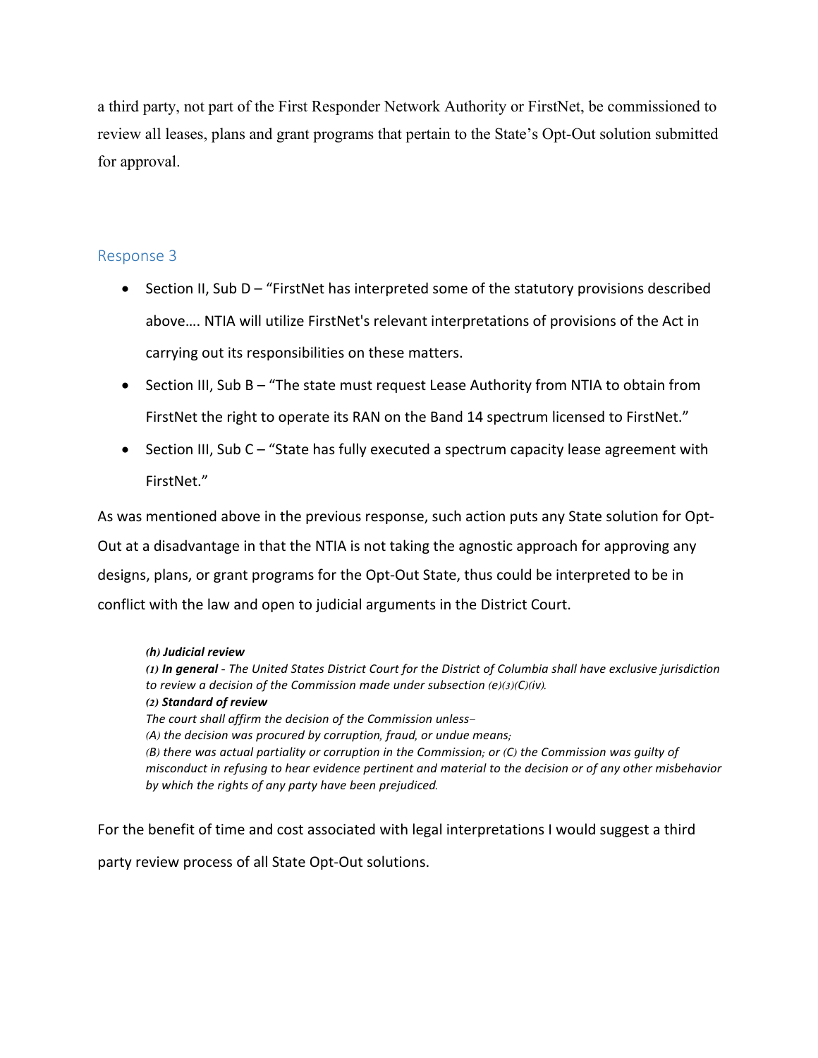a third party, not part of the First Responder Network Authority or FirstNet, be commissioned to review all leases, plans and grant programs that pertain to the State's Opt-Out solution submitted for approval.

## Response 3

- Section II, Sub D – "FirstNet has interpreted some of the statutory provisions described above…. NTIA will utilize FirstNet's relevant interpretations of provisions of the Act in carrying out its responsibilities on these matters.
- Section III, Sub B – "The state must request Lease Authority from NTIA to obtain from FirstNet the right to operate its RAN on the Band 14 spectrum licensed to FirstNet."
- Section III, Sub C – "State has fully executed a spectrum capacity lease agreement with FirstNet."

As was mentioned above in the previous response, such action puts any State solution for Opt-Out at a disadvantage in that the NTIA is not taking the agnostic approach for approving any designs, plans, or grant programs for the Opt-Out State, thus could be interpreted to be in conflict with the law and open to judicial arguments in the District Court.

> ***(h) Judicial review***
> ***(1) In general*** *- The United States District Court for the District of Columbia shall have exclusive jurisdiction to review a decision of the Commission made under subsection (e)(3)(C)(iv).*
> ***(2) Standard of review***
> *The court shall affirm the decision of the Commission unless–*
> *(A) the decision was procured by corruption, fraud, or undue means;*
> *(B) there was actual partiality or corruption in the Commission; or (C) the Commission was guilty of misconduct in refusing to hear evidence pertinent and material to the decision or of any other misbehavior by which the rights of any party have been prejudiced.*

For the benefit of time and cost associated with legal interpretations I would suggest a third party review process of all State Opt-Out solutions.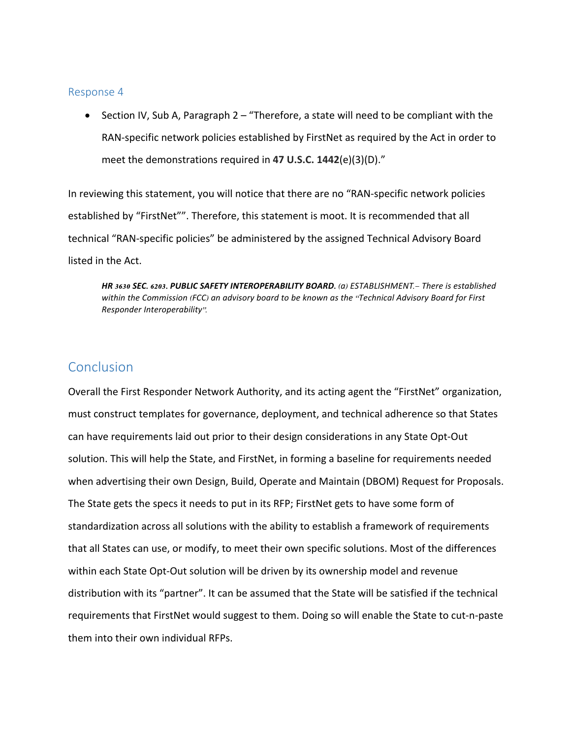### Response 4

- Section IV, Sub A, Paragraph 2 – "Therefore, a state will need to be compliant with the RAN-specific network policies established by FirstNet as required by the Act in order to meet the demonstrations required in **47 U.S.C. 1442**(e)(3)(D)."

In reviewing this statement, you will notice that there are no "RAN-specific network policies established by "FirstNet"". Therefore, this statement is moot. It is recommended that all technical "RAN-specific policies" be administered by the assigned Technical Advisory Board listed in the Act.

> ***HR 3630 SEC. 6203. PUBLIC SAFETY INTEROPERABILITY BOARD.*** *(a) ESTABLISHMENT.– There is established within the Commission (FCC) an advisory board to be known as the "Technical Advisory Board for First Responder Interoperability".*

## Conclusion

Overall the First Responder Network Authority, and its acting agent the "FirstNet" organization, must construct templates for governance, deployment, and technical adherence so that States can have requirements laid out prior to their design considerations in any State Opt-Out solution. This will help the State, and FirstNet, in forming a baseline for requirements needed when advertising their own Design, Build, Operate and Maintain (DBOM) Request for Proposals. The State gets the specs it needs to put in its RFP; FirstNet gets to have some form of standardization across all solutions with the ability to establish a framework of requirements that all States can use, or modify, to meet their own specific solutions. Most of the differences within each State Opt-Out solution will be driven by its ownership model and revenue distribution with its "partner". It can be assumed that the State will be satisfied if the technical requirements that FirstNet would suggest to them. Doing so will enable the State to cut-n-paste them into their own individual RFPs.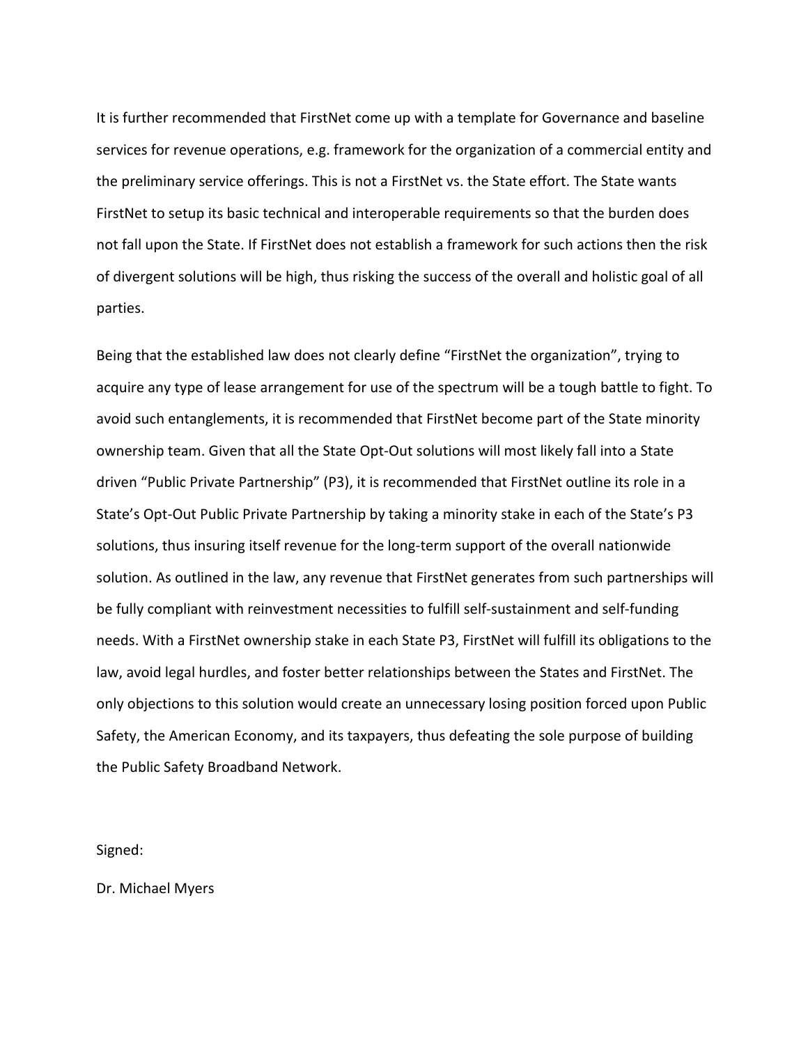It is further recommended that FirstNet come up with a template for Governance and baseline services for revenue operations, e.g. framework for the organization of a commercial entity and the preliminary service offerings. This is not a FirstNet vs. the State effort. The State wants FirstNet to setup its basic technical and interoperable requirements so that the burden does not fall upon the State. If FirstNet does not establish a framework for such actions then the risk of divergent solutions will be high, thus risking the success of the overall and holistic goal of all parties.

Being that the established law does not clearly define "FirstNet the organization", trying to acquire any type of lease arrangement for use of the spectrum will be a tough battle to fight. To avoid such entanglements, it is recommended that FirstNet become part of the State minority ownership team. Given that all the State Opt-Out solutions will most likely fall into a State driven "Public Private Partnership" (P3), it is recommended that FirstNet outline its role in a State's Opt-Out Public Private Partnership by taking a minority stake in each of the State's P3 solutions, thus insuring itself revenue for the long-term support of the overall nationwide solution. As outlined in the law, any revenue that FirstNet generates from such partnerships will be fully compliant with reinvestment necessities to fulfill self-sustainment and self-funding needs. With a FirstNet ownership stake in each State P3, FirstNet will fulfill its obligations to the law, avoid legal hurdles, and foster better relationships between the States and FirstNet. The only objections to this solution would create an unnecessary losing position forced upon Public Safety, the American Economy, and its taxpayers, thus defeating the sole purpose of building the Public Safety Broadband Network.

Signed:

Dr. Michael Myers